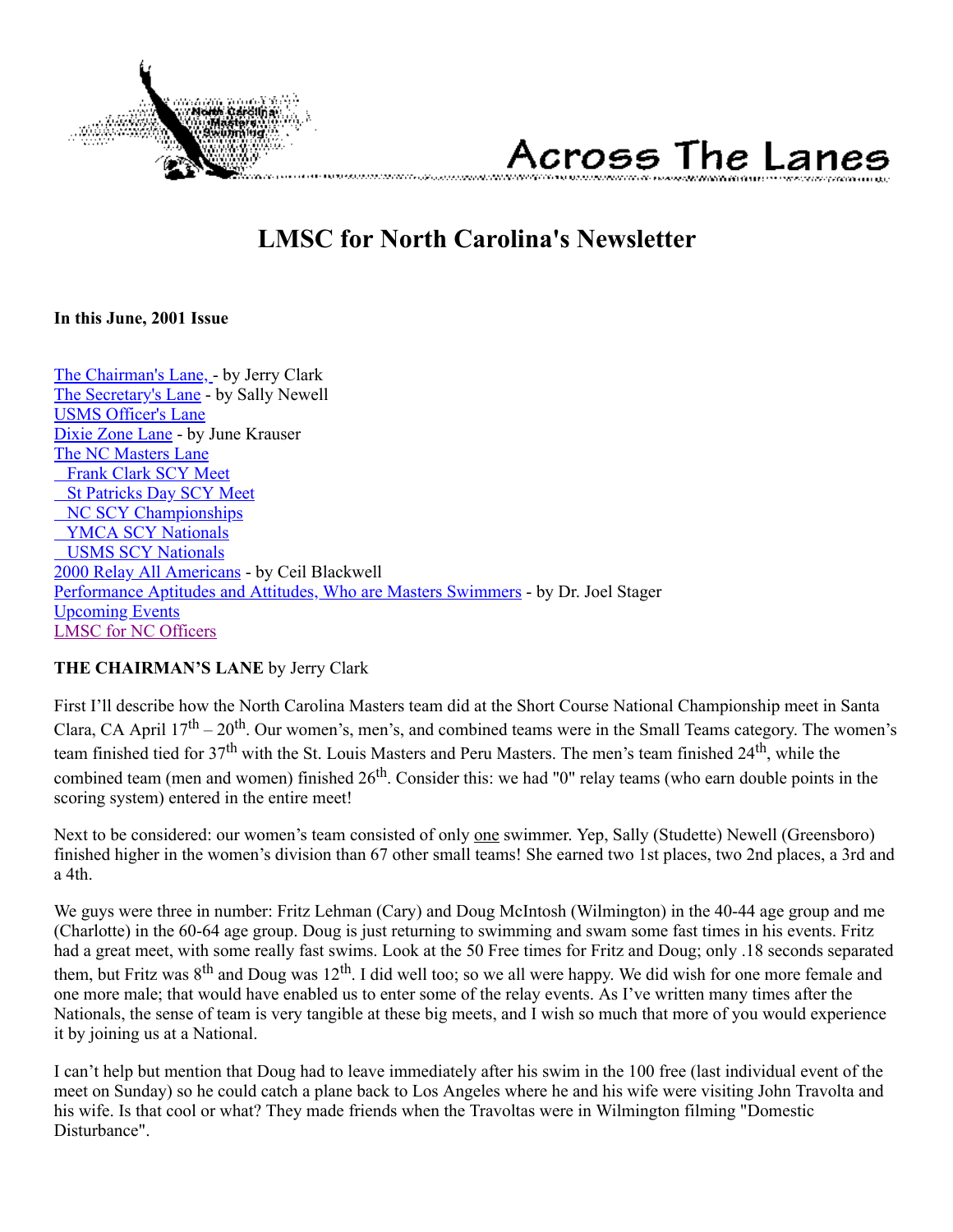Across The Lanes

# LMSC for North Carolina's Newsletter

**In this June, 2001 Issue**

The Chairman's Lane, - by Jerry Clark
The Secretary's Lane - by Sally Newell
USMS Officer's Lane
Dixie Zone Lane - by June Krauser
The NC Masters Lane
  Frank Clark SCY Meet
  St Patricks Day SCY Meet
  NC SCY Championships
  YMCA SCY Nationals
  USMS SCY Nationals
2000 Relay All Americans - by Ceil Blackwell
Performance Aptitudes and Attitudes, Who are Masters Swimmers - by Dr. Joel Stager
Upcoming Events
LMSC for NC Officers

**THE CHAIRMAN'S LANE** by Jerry Clark

First I'll describe how the North Carolina Masters team did at the Short Course National Championship meet in Santa Clara, CA April 17th – 20th. Our women's, men's, and combined teams were in the Small Teams category. The women's team finished tied for 37th with the St. Louis Masters and Peru Masters. The men's team finished 24th, while the combined team (men and women) finished 26th. Consider this: we had "0" relay teams (who earn double points in the scoring system) entered in the entire meet!

Next to be considered: our women's team consisted of only one swimmer. Yep, Sally (Studette) Newell (Greensboro) finished higher in the women's division than 67 other small teams! She earned two 1st places, two 2nd places, a 3rd and a 4th.

We guys were three in number: Fritz Lehman (Cary) and Doug McIntosh (Wilmington) in the 40-44 age group and me (Charlotte) in the 60-64 age group. Doug is just returning to swimming and swam some fast times in his events. Fritz had a great meet, with some really fast swims. Look at the 50 Free times for Fritz and Doug; only .18 seconds separated them, but Fritz was 8th and Doug was 12th. I did well too; so we all were happy. We did wish for one more female and one more male; that would have enabled us to enter some of the relay events. As I've written many times after the Nationals, the sense of team is very tangible at these big meets, and I wish so much that more of you would experience it by joining us at a National.

I can't help but mention that Doug had to leave immediately after his swim in the 100 free (last individual event of the meet on Sunday) so he could catch a plane back to Los Angeles where he and his wife were visiting John Travolta and his wife. Is that cool or what? They made friends when the Travoltas were in Wilmington filming "Domestic Disturbance".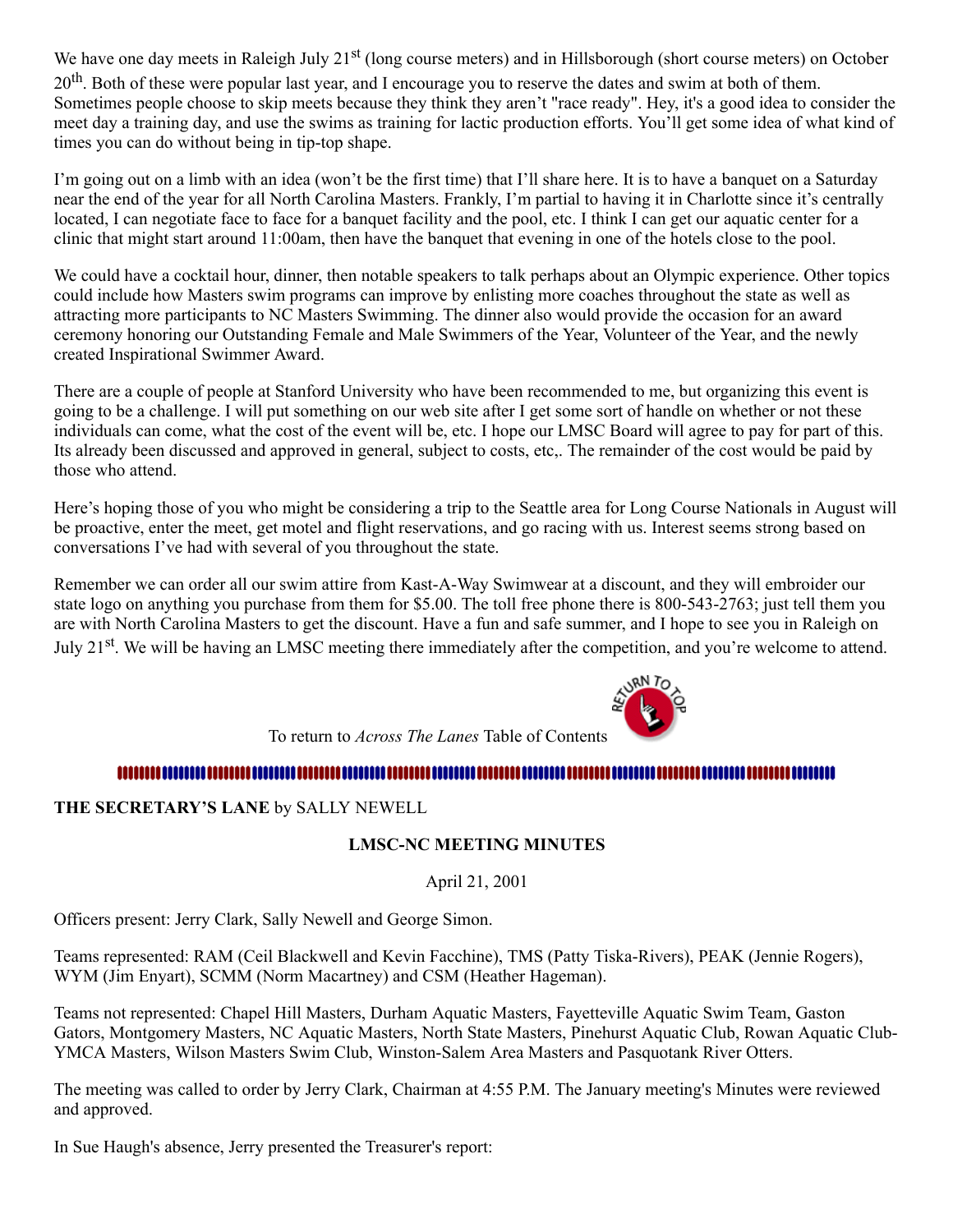We have one day meets in Raleigh July 21st (long course meters) and in Hillsborough (short course meters) on October 20th. Both of these were popular last year, and I encourage you to reserve the dates and swim at both of them. Sometimes people choose to skip meets because they think they aren't "race ready". Hey, it's a good idea to consider the meet day a training day, and use the swims as training for lactic production efforts. You'll get some idea of what kind of times you can do without being in tip-top shape.

I'm going out on a limb with an idea (won't be the first time) that I'll share here. It is to have a banquet on a Saturday near the end of the year for all North Carolina Masters. Frankly, I'm partial to having it in Charlotte since it's centrally located, I can negotiate face to face for a banquet facility and the pool, etc. I think I can get our aquatic center for a clinic that might start around 11:00am, then have the banquet that evening in one of the hotels close to the pool.

We could have a cocktail hour, dinner, then notable speakers to talk perhaps about an Olympic experience. Other topics could include how Masters swim programs can improve by enlisting more coaches throughout the state as well as attracting more participants to NC Masters Swimming. The dinner also would provide the occasion for an award ceremony honoring our Outstanding Female and Male Swimmers of the Year, Volunteer of the Year, and the newly created Inspirational Swimmer Award.

There are a couple of people at Stanford University who have been recommended to me, but organizing this event is going to be a challenge. I will put something on our web site after I get some sort of handle on whether or not these individuals can come, what the cost of the event will be, etc. I hope our LMSC Board will agree to pay for part of this. Its already been discussed and approved in general, subject to costs, etc,. The remainder of the cost would be paid by those who attend.

Here's hoping those of you who might be considering a trip to the Seattle area for Long Course Nationals in August will be proactive, enter the meet, get motel and flight reservations, and go racing with us. Interest seems strong based on conversations I've had with several of you throughout the state.

Remember we can order all our swim attire from Kast-A-Way Swimwear at a discount, and they will embroider our state logo on anything you purchase from them for $5.00. The toll free phone there is 800-543-2763; just tell them you are with North Carolina Masters to get the discount. Have a fun and safe summer, and I hope to see you in Raleigh on July 21st. We will be having an LMSC meeting there immediately after the competition, and you're welcome to attend.

To return to *Across The Lanes* Table of Contents

**THE SECRETARY'S LANE** by SALLY NEWELL

**LMSC-NC MEETING MINUTES**

April 21, 2001

Officers present: Jerry Clark, Sally Newell and George Simon.

Teams represented: RAM (Ceil Blackwell and Kevin Facchine), TMS (Patty Tiska-Rivers), PEAK (Jennie Rogers), WYM (Jim Enyart), SCMM (Norm Macartney) and CSM (Heather Hageman).

Teams not represented: Chapel Hill Masters, Durham Aquatic Masters, Fayetteville Aquatic Swim Team, Gaston Gators, Montgomery Masters, NC Aquatic Masters, North State Masters, Pinehurst Aquatic Club, Rowan Aquatic Club-YMCA Masters, Wilson Masters Swim Club, Winston-Salem Area Masters and Pasquotank River Otters.

The meeting was called to order by Jerry Clark, Chairman at 4:55 P.M. The January meeting's Minutes were reviewed and approved.

In Sue Haugh's absence, Jerry presented the Treasurer's report: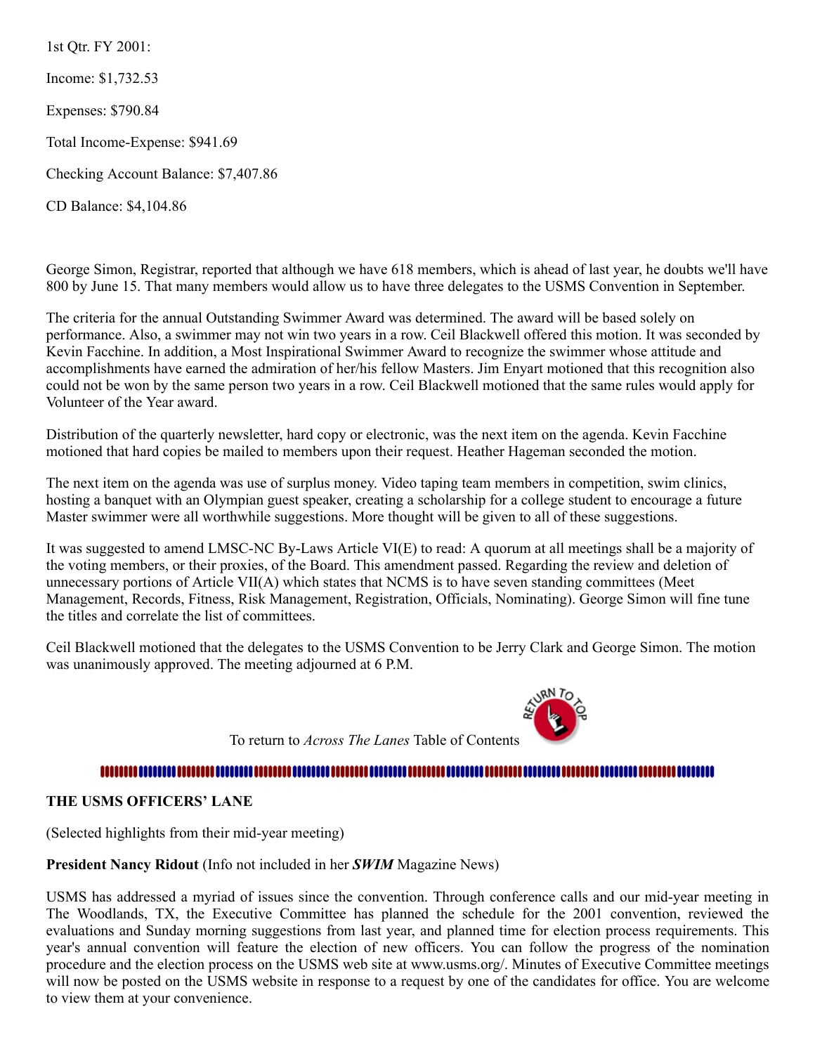1st Qtr. FY 2001:

Income: $1,732.53

Expenses: $790.84

Total Income-Expense: $941.69

Checking Account Balance: $7,407.86

CD Balance: $4,104.86

George Simon, Registrar, reported that although we have 618 members, which is ahead of last year, he doubts we'll have 800 by June 15. That many members would allow us to have three delegates to the USMS Convention in September.

The criteria for the annual Outstanding Swimmer Award was determined. The award will be based solely on performance. Also, a swimmer may not win two years in a row. Ceil Blackwell offered this motion. It was seconded by Kevin Facchine. In addition, a Most Inspirational Swimmer Award to recognize the swimmer whose attitude and accomplishments have earned the admiration of her/his fellow Masters. Jim Enyart motioned that this recognition also could not be won by the same person two years in a row. Ceil Blackwell motioned that the same rules would apply for Volunteer of the Year award.

Distribution of the quarterly newsletter, hard copy or electronic, was the next item on the agenda. Kevin Facchine motioned that hard copies be mailed to members upon their request. Heather Hageman seconded the motion.

The next item on the agenda was use of surplus money. Video taping team members in competition, swim clinics, hosting a banquet with an Olympian guest speaker, creating a scholarship for a college student to encourage a future Master swimmer were all worthwhile suggestions. More thought will be given to all of these suggestions.

It was suggested to amend LMSC-NC By-Laws Article VI(E) to read: A quorum at all meetings shall be a majority of the voting members, or their proxies, of the Board. This amendment passed. Regarding the review and deletion of unnecessary portions of Article VII(A) which states that NCMS is to have seven standing committees (Meet Management, Records, Fitness, Risk Management, Registration, Officials, Nominating). George Simon will fine tune the titles and correlate the list of committees.

Ceil Blackwell motioned that the delegates to the USMS Convention to be Jerry Clark and George Simon. The motion was unanimously approved. The meeting adjourned at 6 P.M.

To return to *Across The Lanes* Table of Contents

---

**THE USMS OFFICERS' LANE**

(Selected highlights from their mid-year meeting)

**President Nancy Ridout** (Info not included in her ***SWIM*** Magazine News)

USMS has addressed a myriad of issues since the convention. Through conference calls and our mid-year meeting in The Woodlands, TX, the Executive Committee has planned the schedule for the 2001 convention, reviewed the evaluations and Sunday morning suggestions from last year, and planned time for election process requirements. This year's annual convention will feature the election of new officers. You can follow the progress of the nomination procedure and the election process on the USMS web site at www.usms.org/. Minutes of Executive Committee meetings will now be posted on the USMS website in response to a request by one of the candidates for office. You are welcome to view them at your convenience.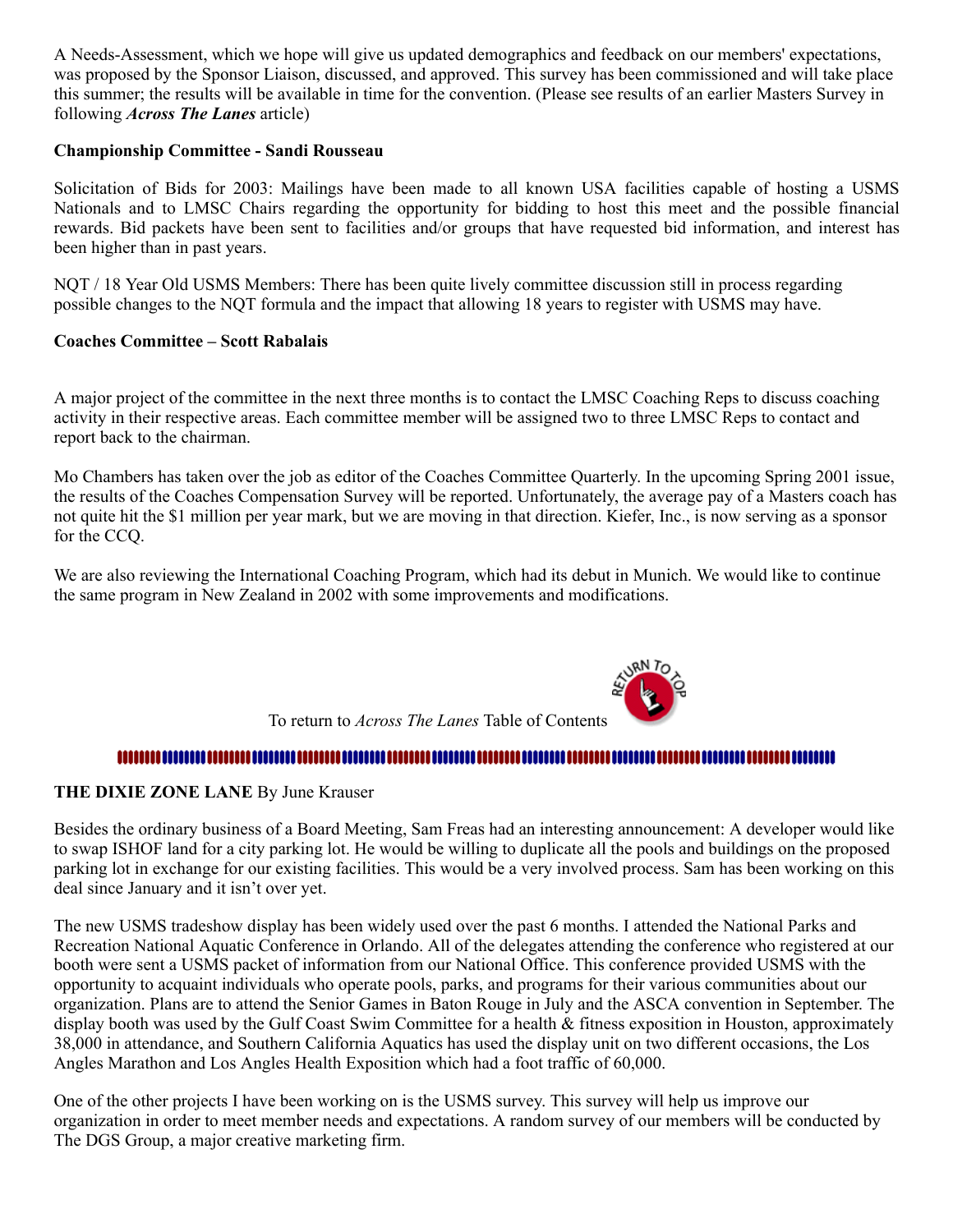A Needs-Assessment, which we hope will give us updated demographics and feedback on our members' expectations, was proposed by the Sponsor Liaison, discussed, and approved. This survey has been commissioned and will take place this summer; the results will be available in time for the convention. (Please see results of an earlier Masters Survey in following ***Across The Lanes*** article)

**Championship Committee - Sandi Rousseau**

Solicitation of Bids for 2003: Mailings have been made to all known USA facilities capable of hosting a USMS Nationals and to LMSC Chairs regarding the opportunity for bidding to host this meet and the possible financial rewards. Bid packets have been sent to facilities and/or groups that have requested bid information, and interest has been higher than in past years.

NQT / 18 Year Old USMS Members: There has been quite lively committee discussion still in process regarding possible changes to the NQT formula and the impact that allowing 18 years to register with USMS may have.

**Coaches Committee – Scott Rabalais**

A major project of the committee in the next three months is to contact the LMSC Coaching Reps to discuss coaching activity in their respective areas. Each committee member will be assigned two to three LMSC Reps to contact and report back to the chairman.

Mo Chambers has taken over the job as editor of the Coaches Committee Quarterly. In the upcoming Spring 2001 issue, the results of the Coaches Compensation Survey will be reported. Unfortunately, the average pay of a Masters coach has not quite hit the $1 million per year mark, but we are moving in that direction. Kiefer, Inc., is now serving as a sponsor for the CCQ.

We are also reviewing the International Coaching Program, which had its debut in Munich. We would like to continue the same program in New Zealand in 2002 with some improvements and modifications.

To return to *Across The Lanes* Table of Contents

**THE DIXIE ZONE LANE** By June Krauser

Besides the ordinary business of a Board Meeting, Sam Freas had an interesting announcement: A developer would like to swap ISHOF land for a city parking lot. He would be willing to duplicate all the pools and buildings on the proposed parking lot in exchange for our existing facilities. This would be a very involved process. Sam has been working on this deal since January and it isn't over yet.

The new USMS tradeshow display has been widely used over the past 6 months. I attended the National Parks and Recreation National Aquatic Conference in Orlando. All of the delegates attending the conference who registered at our booth were sent a USMS packet of information from our National Office. This conference provided USMS with the opportunity to acquaint individuals who operate pools, parks, and programs for their various communities about our organization. Plans are to attend the Senior Games in Baton Rouge in July and the ASCA convention in September. The display booth was used by the Gulf Coast Swim Committee for a health & fitness exposition in Houston, approximately 38,000 in attendance, and Southern California Aquatics has used the display unit on two different occasions, the Los Angles Marathon and Los Angles Health Exposition which had a foot traffic of 60,000.

One of the other projects I have been working on is the USMS survey. This survey will help us improve our organization in order to meet member needs and expectations. A random survey of our members will be conducted by The DGS Group, a major creative marketing firm.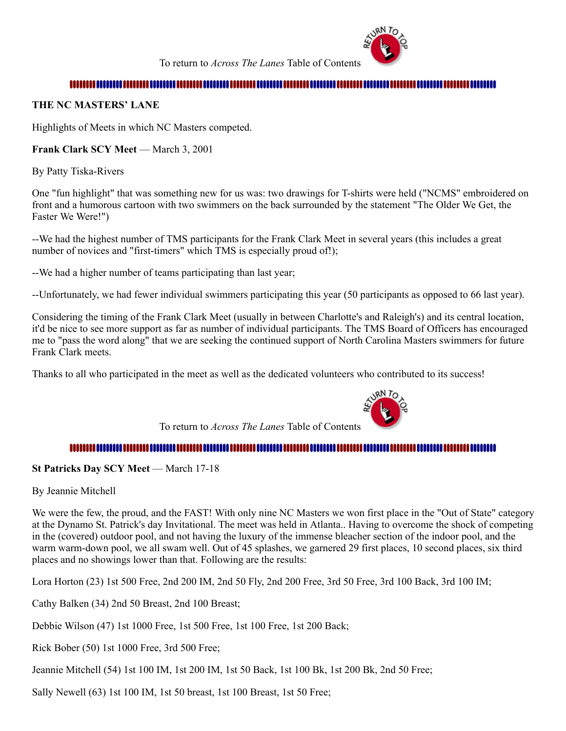To return to *Across The Lanes* Table of Contents

**THE NC MASTERS' LANE**

Highlights of Meets in which NC Masters competed.

**Frank Clark SCY Meet** — March 3, 2001

By Patty Tiska-Rivers

One "fun highlight" that was something new for us was: two drawings for T-shirts were held ("NCMS" embroidered on front and a humorous cartoon with two swimmers on the back surrounded by the statement "The Older We Get, the Faster We Were!")

--We had the highest number of TMS participants for the Frank Clark Meet in several years (this includes a great number of novices and "first-timers" which TMS is especially proud of!);

--We had a higher number of teams participating than last year;

--Unfortunately, we had fewer individual swimmers participating this year (50 participants as opposed to 66 last year).

Considering the timing of the Frank Clark Meet (usually in between Charlotte's and Raleigh's) and its central location, it'd be nice to see more support as far as number of individual participants. The TMS Board of Officers has encouraged me to "pass the word along" that we are seeking the continued support of North Carolina Masters swimmers for future Frank Clark meets.

Thanks to all who participated in the meet as well as the dedicated volunteers who contributed to its success!

To return to *Across The Lanes* Table of Contents

**St Patricks Day SCY Meet** — March 17-18

By Jeannie Mitchell

We were the few, the proud, and the FAST! With only nine NC Masters we won first place in the "Out of State" category at the Dynamo St. Patrick's day Invitational. The meet was held in Atlanta.. Having to overcome the shock of competing in the (covered) outdoor pool, and not having the luxury of the immense bleacher section of the indoor pool, and the warm warm-down pool, we all swam well. Out of 45 splashes, we garnered 29 first places, 10 second places, six third places and no showings lower than that. Following are the results:

Lora Horton (23) 1st 500 Free, 2nd 200 IM, 2nd 50 Fly, 2nd 200 Free, 3rd 50 Free, 3rd 100 Back, 3rd 100 IM;

Cathy Balken (34) 2nd 50 Breast, 2nd 100 Breast;

Debbie Wilson (47) 1st 1000 Free, 1st 500 Free, 1st 100 Free, 1st 200 Back;

Rick Bober (50) 1st 1000 Free, 3rd 500 Free;

Jeannie Mitchell (54) 1st 100 IM, 1st 200 IM, 1st 50 Back, 1st 100 Bk, 1st 200 Bk, 2nd 50 Free;

Sally Newell (63) 1st 100 IM, 1st 50 breast, 1st 100 Breast, 1st 50 Free;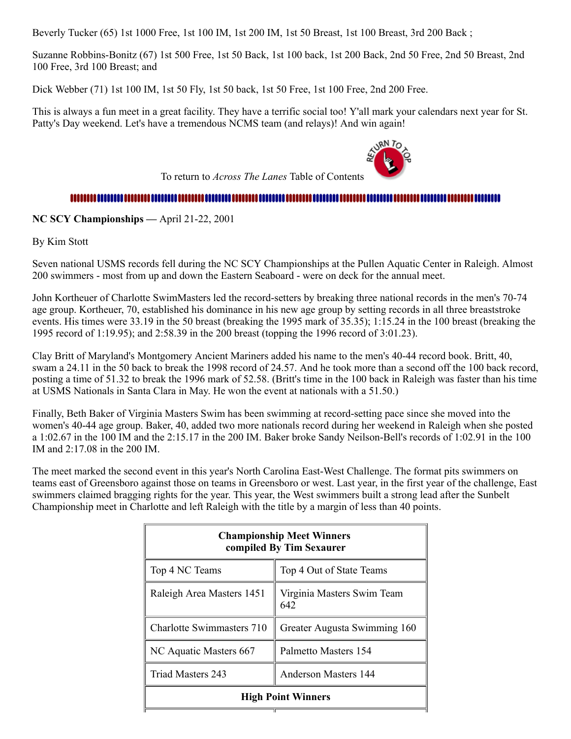Beverly Tucker (65) 1st 1000 Free, 1st 100 IM, 1st 200 IM, 1st 50 Breast, 1st 100 Breast, 3rd 200 Back ;

Suzanne Robbins-Bonitz (67) 1st 500 Free, 1st 50 Back, 1st 100 back, 1st 200 Back, 2nd 50 Free, 2nd 50 Breast, 2nd 100 Free, 3rd 100 Breast; and

Dick Webber (71) 1st 100 IM, 1st 50 Fly, 1st 50 back, 1st 50 Free, 1st 100 Free, 2nd 200 Free.

This is always a fun meet in a great facility. They have a terrific social too! Y'all mark your calendars next year for St. Patty's Day weekend. Let's have a tremendous NCMS team (and relays)! And win again!

To return to *Across The Lanes* Table of Contents

**NC SCY Championships** — April 21-22, 2001

By Kim Stott

Seven national USMS records fell during the NC SCY Championships at the Pullen Aquatic Center in Raleigh. Almost 200 swimmers - most from up and down the Eastern Seaboard - were on deck for the annual meet.

John Kortheuer of Charlotte SwimMasters led the record-setters by breaking three national records in the men's 70-74 age group. Kortheuer, 70, established his dominance in his new age group by setting records in all three breaststroke events. His times were 33.19 in the 50 breast (breaking the 1995 mark of 35.35); 1:15.24 in the 100 breast (breaking the 1995 record of 1:19.95); and 2:58.39 in the 200 breast (topping the 1996 record of 3:01.23).

Clay Britt of Maryland's Montgomery Ancient Mariners added his name to the men's 40-44 record book. Britt, 40, swam a 24.11 in the 50 back to break the 1998 record of 24.57. And he took more than a second off the 100 back record, posting a time of 51.32 to break the 1996 mark of 52.58. (Britt's time in the 100 back in Raleigh was faster than his time at USMS Nationals in Santa Clara in May. He won the event at nationals with a 51.50.)

Finally, Beth Baker of Virginia Masters Swim has been swimming at record-setting pace since she moved into the women's 40-44 age group. Baker, 40, added two more nationals record during her weekend in Raleigh when she posted a 1:02.67 in the 100 IM and the 2:15.17 in the 200 IM. Baker broke Sandy Neilson-Bell's records of 1:02.91 in the 100 IM and 2:17.08 in the 200 IM.

The meet marked the second event in this year's North Carolina East-West Challenge. The format pits swimmers on teams east of Greensboro against those on teams in Greensboro or west. Last year, in the first year of the challenge, East swimmers claimed bragging rights for the year. This year, the West swimmers built a strong lead after the Sunbelt Championship meet in Charlotte and left Raleigh with the title by a margin of less than 40 points.

| **Championship Meet Winners compiled By Tim Sexaurer** | |
|---|---|
| Top 4 NC Teams | Top 4 Out of State Teams |
| Raleigh Area Masters 1451 | Virginia Masters Swim Team 642 |
| Charlotte Swimmasters 710 | Greater Augusta Swimming 160 |
| NC Aquatic Masters 667 | Palmetto Masters 154 |
| Triad Masters 243 | Anderson Masters 144 |
| **High Point Winners** | |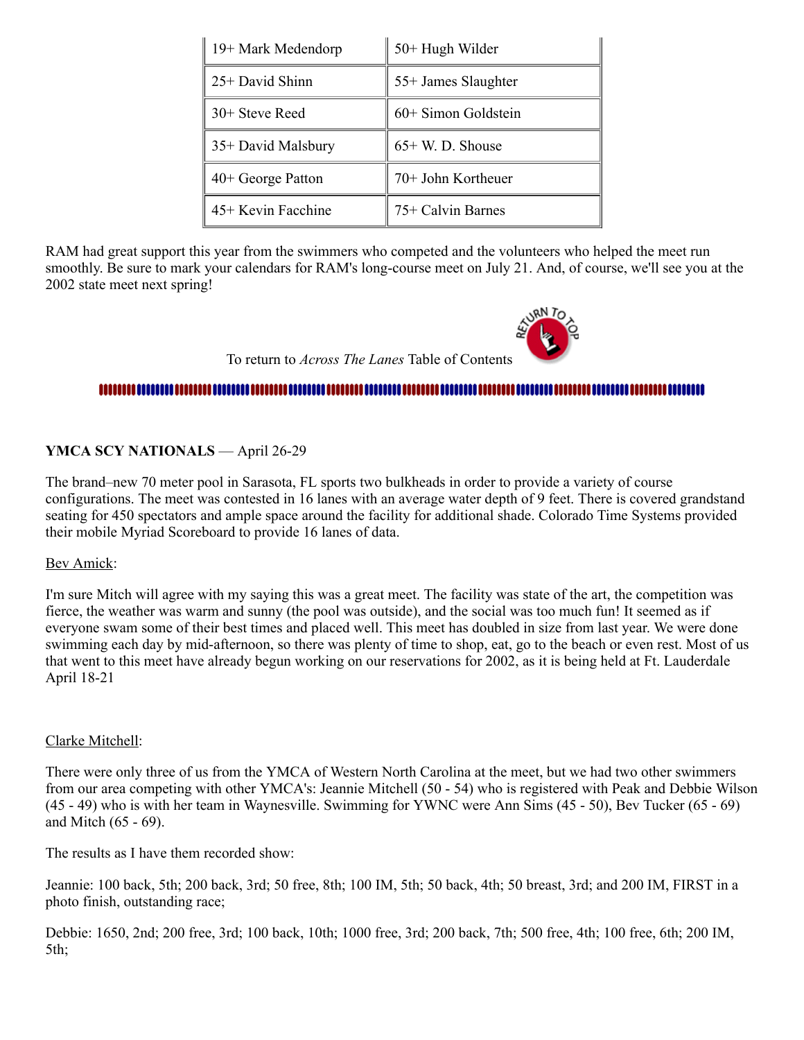| 19+ Mark Medendorp | 50+ Hugh Wilder |
|---|---|
| 25+ David Shinn | 55+ James Slaughter |
| 30+ Steve Reed | 60+ Simon Goldstein |
| 35+ David Malsbury | 65+ W. D. Shouse |
| 40+ George Patton | 70+ John Kortheuer |
| 45+ Kevin Facchine | 75+ Calvin Barnes |

RAM had great support this year from the swimmers who competed and the volunteers who helped the meet run smoothly. Be sure to mark your calendars for RAM's long-course meet on July 21. And, of course, we'll see you at the 2002 state meet next spring!

To return to *Across The Lanes* Table of Contents

**YMCA SCY NATIONALS** — April 26-29

The brand–new 70 meter pool in Sarasota, FL sports two bulkheads in order to provide a variety of course configurations. The meet was contested in 16 lanes with an average water depth of 9 feet. There is covered grandstand seating for 450 spectators and ample space around the facility for additional shade. Colorado Time Systems provided their mobile Myriad Scoreboard to provide 16 lanes of data.

Bev Amick:

I'm sure Mitch will agree with my saying this was a great meet. The facility was state of the art, the competition was fierce, the weather was warm and sunny (the pool was outside), and the social was too much fun! It seemed as if everyone swam some of their best times and placed well. This meet has doubled in size from last year. We were done swimming each day by mid-afternoon, so there was plenty of time to shop, eat, go to the beach or even rest. Most of us that went to this meet have already begun working on our reservations for 2002, as it is being held at Ft. Lauderdale April 18-21

Clarke Mitchell:

There were only three of us from the YMCA of Western North Carolina at the meet, but we had two other swimmers from our area competing with other YMCA's: Jeannie Mitchell (50 - 54) who is registered with Peak and Debbie Wilson (45 - 49) who is with her team in Waynesville. Swimming for YWNC were Ann Sims (45 - 50), Bev Tucker (65 - 69) and Mitch (65 - 69).

The results as I have them recorded show:

Jeannie: 100 back, 5th; 200 back, 3rd; 50 free, 8th; 100 IM, 5th; 50 back, 4th; 50 breast, 3rd; and 200 IM, FIRST in a photo finish, outstanding race;

Debbie: 1650, 2nd; 200 free, 3rd; 100 back, 10th; 1000 free, 3rd; 200 back, 7th; 500 free, 4th; 100 free, 6th; 200 IM, 5th;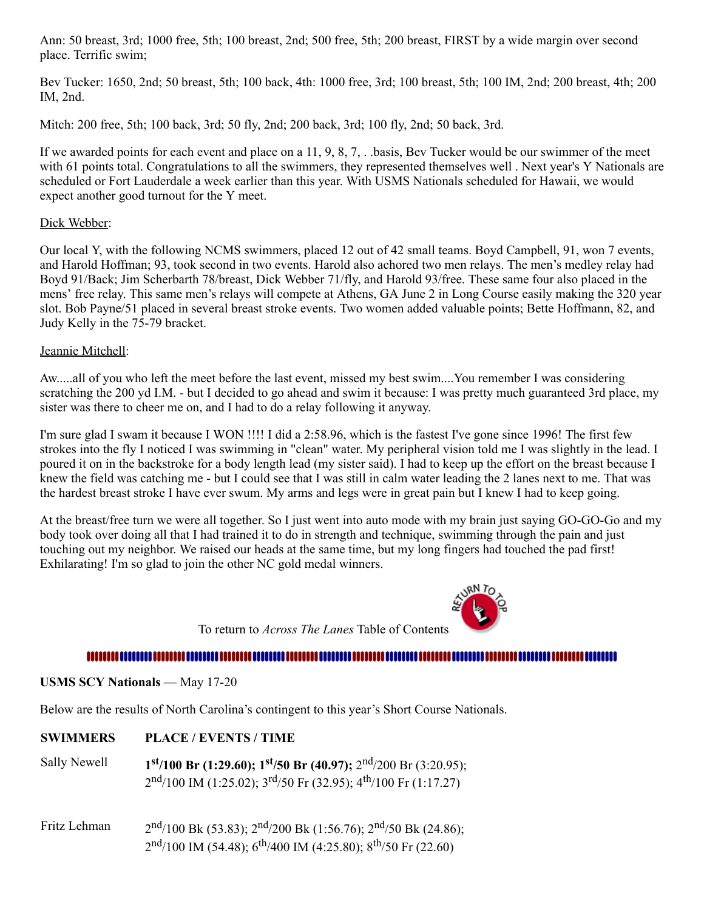Ann: 50 breast, 3rd; 1000 free, 5th; 100 breast, 2nd; 500 free, 5th; 200 breast, FIRST by a wide margin over second place. Terrific swim;

Bev Tucker: 1650, 2nd; 50 breast, 5th; 100 back, 4th: 1000 free, 3rd; 100 breast, 5th; 100 IM, 2nd; 200 breast, 4th; 200 IM, 2nd.

Mitch: 200 free, 5th; 100 back, 3rd; 50 fly, 2nd; 200 back, 3rd; 100 fly, 2nd; 50 back, 3rd.

If we awarded points for each event and place on a 11, 9, 8, 7, . .basis, Bev Tucker would be our swimmer of the meet with 61 points total. Congratulations to all the swimmers, they represented themselves well . Next year's Y Nationals are scheduled or Fort Lauderdale a week earlier than this year. With USMS Nationals scheduled for Hawaii, we would expect another good turnout for the Y meet.

Dick Webber:

Our local Y, with the following NCMS swimmers, placed 12 out of 42 small teams. Boyd Campbell, 91, won 7 events, and Harold Hoffman; 93, took second in two events. Harold also achored two men relays. The men's medley relay had Boyd 91/Back; Jim Scherbarth 78/breast, Dick Webber 71/fly, and Harold 93/free. These same four also placed in the mens' free relay. This same men's relays will compete at Athens, GA June 2 in Long Course easily making the 320 year slot. Bob Payne/51 placed in several breast stroke events. Two women added valuable points; Bette Hoffmann, 82, and Judy Kelly in the 75-79 bracket.

Jeannie Mitchell:

Aw.....all of you who left the meet before the last event, missed my best swim....You remember I was considering scratching the 200 yd I.M. - but I decided to go ahead and swim it because: I was pretty much guaranteed 3rd place, my sister was there to cheer me on, and I had to do a relay following it anyway.

I'm sure glad I swam it because I WON !!!! I did a 2:58.96, which is the fastest I've gone since 1996! The first few strokes into the fly I noticed I was swimming in "clean" water. My peripheral vision told me I was slightly in the lead. I poured it on in the backstroke for a body length lead (my sister said). I had to keep up the effort on the breast because I knew the field was catching me - but I could see that I was still in calm water leading the 2 lanes next to me. That was the hardest breast stroke I have ever swum. My arms and legs were in great pain but I knew I had to keep going.

At the breast/free turn we were all together. So I just went into auto mode with my brain just saying GO-GO-Go and my body took over doing all that I had trained it to do in strength and technique, swimming through the pain and just touching out my neighbor. We raised our heads at the same time, but my long fingers had touched the pad first! Exhilarating! I'm so glad to join the other NC gold medal winners.

To return to *Across The Lanes* Table of Contents

**USMS SCY Nationals** — May 17-20

Below are the results of North Carolina's contingent to this year's Short Course Nationals.

| SWIMMERS | PLACE / EVENTS / TIME |
|---|---|
| Sally Newell | **1st/100 Br (1:29.60); 1st/50 Br (40.97);** 2nd/200 Br (3:20.95); 2nd/100 IM (1:25.02); 3rd/50 Fr (32.95); 4th/100 Fr (1:17.27) |
| Fritz Lehman | 2nd/100 Bk (53.83); 2nd/200 Bk (1:56.76); 2nd/50 Bk (24.86); 2nd/100 IM (54.48); 6th/400 IM (4:25.80); 8th/50 Fr (22.60) |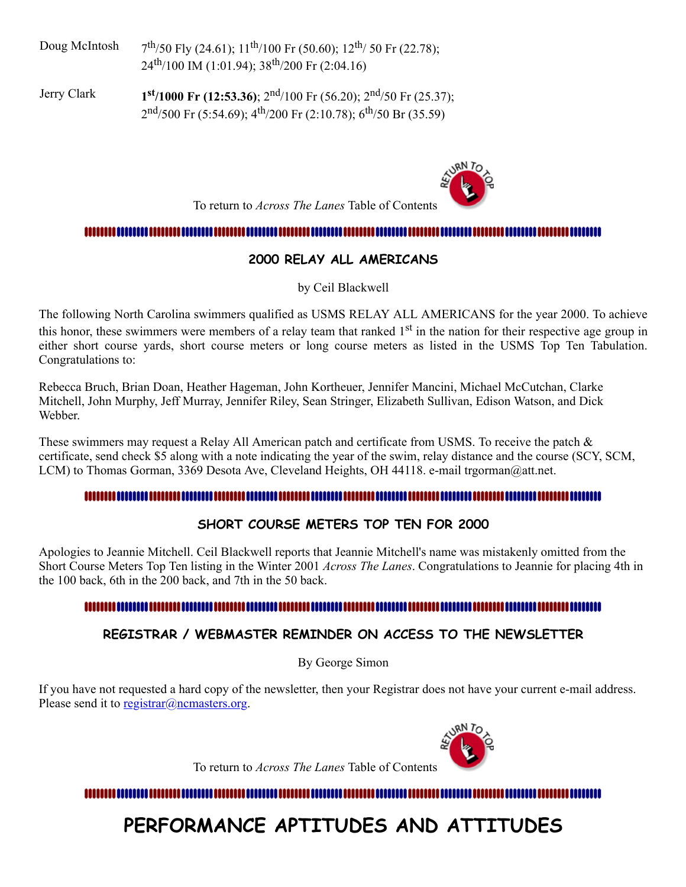Doug McIntosh 7th/50 Fly (24.61); 11th/100 Fr (50.60); 12th/ 50 Fr (22.78); 24th/100 IM (1:01.94); 38th/200 Fr (2:04.16)

Jerry Clark **1st/1000 Fr (12:53.36)**; 2nd/100 Fr (56.20); 2nd/50 Fr (25.37); 2nd/500 Fr (5:54.69); 4th/200 Fr (2:10.78); 6th/50 Br (35.59)

To return to *Across The Lanes* Table of Contents

## 2000 RELAY ALL AMERICANS

by Ceil Blackwell

The following North Carolina swimmers qualified as USMS RELAY ALL AMERICANS for the year 2000. To achieve this honor, these swimmers were members of a relay team that ranked 1st in the nation for their respective age group in either short course yards, short course meters or long course meters as listed in the USMS Top Ten Tabulation. Congratulations to:

Rebecca Bruch, Brian Doan, Heather Hageman, John Kortheuer, Jennifer Mancini, Michael McCutchan, Clarke Mitchell, John Murphy, Jeff Murray, Jennifer Riley, Sean Stringer, Elizabeth Sullivan, Edison Watson, and Dick Webber.

These swimmers may request a Relay All American patch and certificate from USMS. To receive the patch & certificate, send check $5 along with a note indicating the year of the swim, relay distance and the course (SCY, SCM, LCM) to Thomas Gorman, 3369 Desota Ave, Cleveland Heights, OH 44118. e-mail trgorman@att.net.

## SHORT COURSE METERS TOP TEN FOR 2000

Apologies to Jeannie Mitchell. Ceil Blackwell reports that Jeannie Mitchell's name was mistakenly omitted from the Short Course Meters Top Ten listing in the Winter 2001 *Across The Lanes*. Congratulations to Jeannie for placing 4th in the 100 back, 6th in the 200 back, and 7th in the 50 back.

## REGISTRAR / WEBMASTER REMINDER ON ACCESS TO THE NEWSLETTER

By George Simon

If you have not requested a hard copy of the newsletter, then your Registrar does not have your current e-mail address. Please send it to registrar@ncmasters.org.

To return to *Across The Lanes* Table of Contents

# PERFORMANCE APTITUDES AND ATTITUDES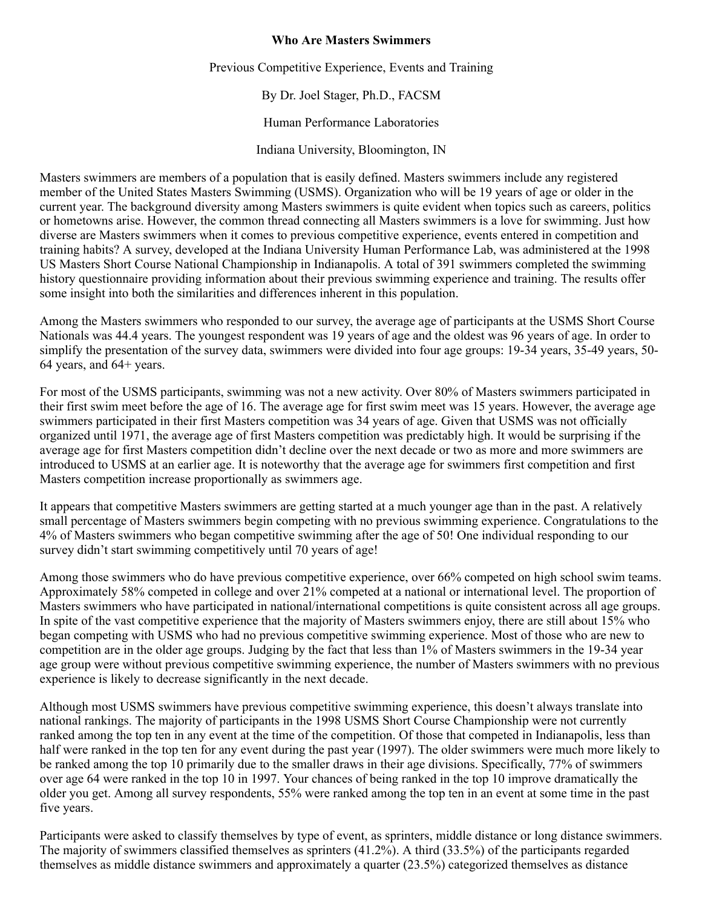**Who Are Masters Swimmers**

Previous Competitive Experience, Events and Training

By Dr. Joel Stager, Ph.D., FACSM

Human Performance Laboratories

Indiana University, Bloomington, IN

Masters swimmers are members of a population that is easily defined. Masters swimmers include any registered member of the United States Masters Swimming (USMS). Organization who will be 19 years of age or older in the current year. The background diversity among Masters swimmers is quite evident when topics such as careers, politics or hometowns arise. However, the common thread connecting all Masters swimmers is a love for swimming. Just how diverse are Masters swimmers when it comes to previous competitive experience, events entered in competition and training habits? A survey, developed at the Indiana University Human Performance Lab, was administered at the 1998 US Masters Short Course National Championship in Indianapolis. A total of 391 swimmers completed the swimming history questionnaire providing information about their previous swimming experience and training. The results offer some insight into both the similarities and differences inherent in this population.

Among the Masters swimmers who responded to our survey, the average age of participants at the USMS Short Course Nationals was 44.4 years. The youngest respondent was 19 years of age and the oldest was 96 years of age. In order to simplify the presentation of the survey data, swimmers were divided into four age groups: 19-34 years, 35-49 years, 50-64 years, and 64+ years.

For most of the USMS participants, swimming was not a new activity. Over 80% of Masters swimmers participated in their first swim meet before the age of 16. The average age for first swim meet was 15 years. However, the average age swimmers participated in their first Masters competition was 34 years of age. Given that USMS was not officially organized until 1971, the average age of first Masters competition was predictably high. It would be surprising if the average age for first Masters competition didn't decline over the next decade or two as more and more swimmers are introduced to USMS at an earlier age. It is noteworthy that the average age for swimmers first competition and first Masters competition increase proportionally as swimmers age.

It appears that competitive Masters swimmers are getting started at a much younger age than in the past. A relatively small percentage of Masters swimmers begin competing with no previous swimming experience. Congratulations to the 4% of Masters swimmers who began competitive swimming after the age of 50! One individual responding to our survey didn't start swimming competitively until 70 years of age!

Among those swimmers who do have previous competitive experience, over 66% competed on high school swim teams. Approximately 58% competed in college and over 21% competed at a national or international level. The proportion of Masters swimmers who have participated in national/international competitions is quite consistent across all age groups. In spite of the vast competitive experience that the majority of Masters swimmers enjoy, there are still about 15% who began competing with USMS who had no previous competitive swimming experience. Most of those who are new to competition are in the older age groups. Judging by the fact that less than 1% of Masters swimmers in the 19-34 year age group were without previous competitive swimming experience, the number of Masters swimmers with no previous experience is likely to decrease significantly in the next decade.

Although most USMS swimmers have previous competitive swimming experience, this doesn't always translate into national rankings. The majority of participants in the 1998 USMS Short Course Championship were not currently ranked among the top ten in any event at the time of the competition. Of those that competed in Indianapolis, less than half were ranked in the top ten for any event during the past year (1997). The older swimmers were much more likely to be ranked among the top 10 primarily due to the smaller draws in their age divisions. Specifically, 77% of swimmers over age 64 were ranked in the top 10 in 1997. Your chances of being ranked in the top 10 improve dramatically the older you get. Among all survey respondents, 55% were ranked among the top ten in an event at some time in the past five years.

Participants were asked to classify themselves by type of event, as sprinters, middle distance or long distance swimmers. The majority of swimmers classified themselves as sprinters (41.2%). A third (33.5%) of the participants regarded themselves as middle distance swimmers and approximately a quarter (23.5%) categorized themselves as distance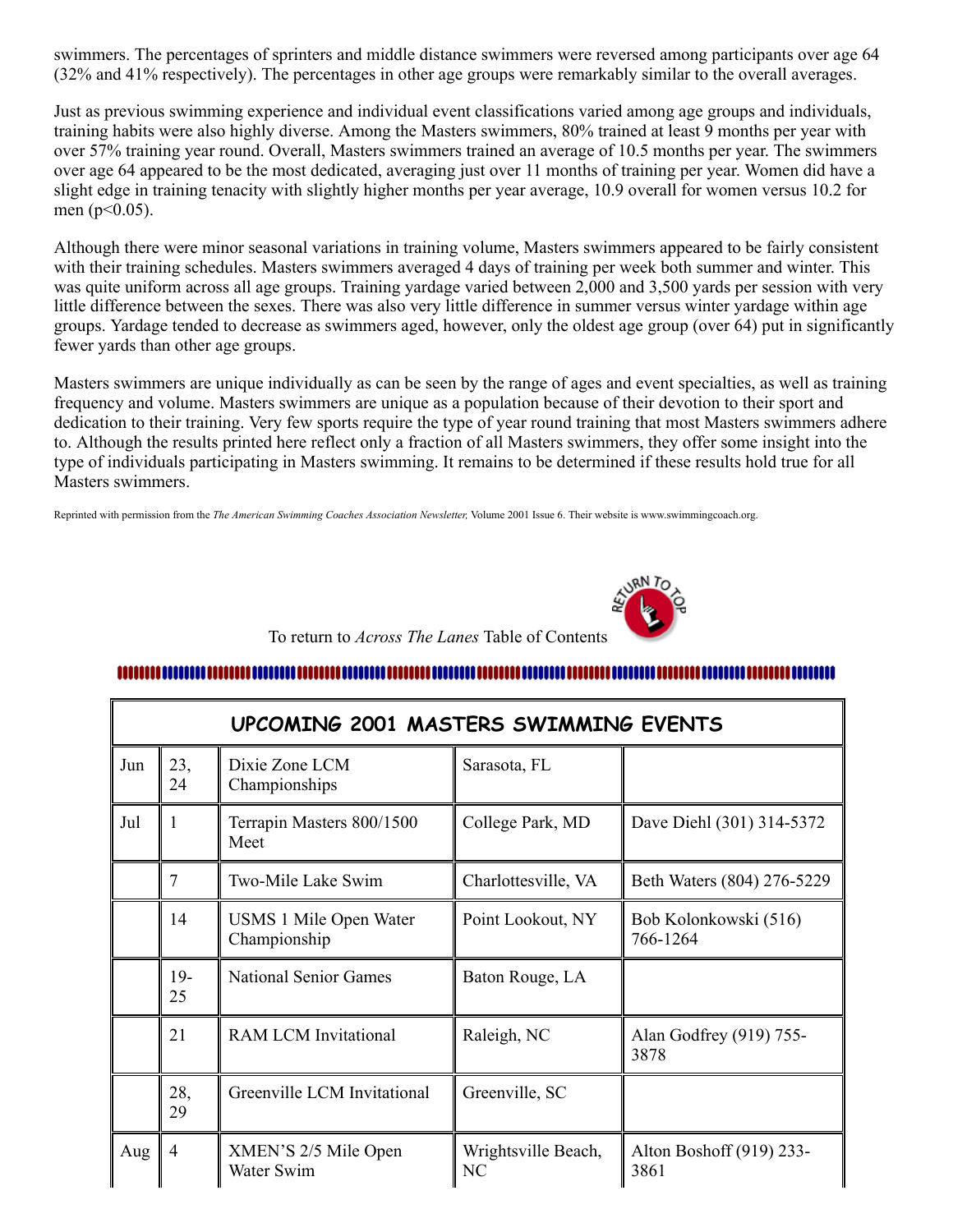swimmers. The percentages of sprinters and middle distance swimmers were reversed among participants over age 64 (32% and 41% respectively). The percentages in other age groups were remarkably similar to the overall averages.

Just as previous swimming experience and individual event classifications varied among age groups and individuals, training habits were also highly diverse. Among the Masters swimmers, 80% trained at least 9 months per year with over 57% training year round. Overall, Masters swimmers trained an average of 10.5 months per year. The swimmers over age 64 appeared to be the most dedicated, averaging just over 11 months of training per year. Women did have a slight edge in training tenacity with slightly higher months per year average, 10.9 overall for women versus 10.2 for men ($p<0.05$).

Although there were minor seasonal variations in training volume, Masters swimmers appeared to be fairly consistent with their training schedules. Masters swimmers averaged 4 days of training per week both summer and winter. This was quite uniform across all age groups. Training yardage varied between 2,000 and 3,500 yards per session with very little difference between the sexes. There was also very little difference in summer versus winter yardage within age groups. Yardage tended to decrease as swimmers aged, however, only the oldest age group (over 64) put in significantly fewer yards than other age groups.

Masters swimmers are unique individually as can be seen by the range of ages and event specialties, as well as training frequency and volume. Masters swimmers are unique as a population because of their devotion to their sport and dedication to their training. Very few sports require the type of year round training that most Masters swimmers adhere to. Although the results printed here reflect only a fraction of all Masters swimmers, they offer some insight into the type of individuals participating in Masters swimming. It remains to be determined if these results hold true for all Masters swimmers.

Reprinted with permission from the *The American Swimming Coaches Association Newsletter,* Volume 2001 Issue 6. Their website is www.swimmingcoach.org.

To return to *Across The Lanes* Table of Contents

## UPCOMING 2001 MASTERS SWIMMING EVENTS

| | | | | |
|---|---|---|---|---|
| Jun | 23, 24 | Dixie Zone LCM Championships | Sarasota, FL | |
| Jul | 1 | Terrapin Masters 800/1500 Meet | College Park, MD | Dave Diehl (301) 314-5372 |
| | 7 | Two-Mile Lake Swim | Charlottesville, VA | Beth Waters (804) 276-5229 |
| | 14 | USMS 1 Mile Open Water Championship | Point Lookout, NY | Bob Kolonkowski (516) 766-1264 |
| | 19-25 | National Senior Games | Baton Rouge, LA | |
| | 21 | RAM LCM Invitational | Raleigh, NC | Alan Godfrey (919) 755-3878 |
| | 28, 29 | Greenville LCM Invitational | Greenville, SC | |
| Aug | 4 | XMEN'S 2/5 Mile Open Water Swim | Wrightsville Beach, NC | Alton Boshoff (919) 233-3861 |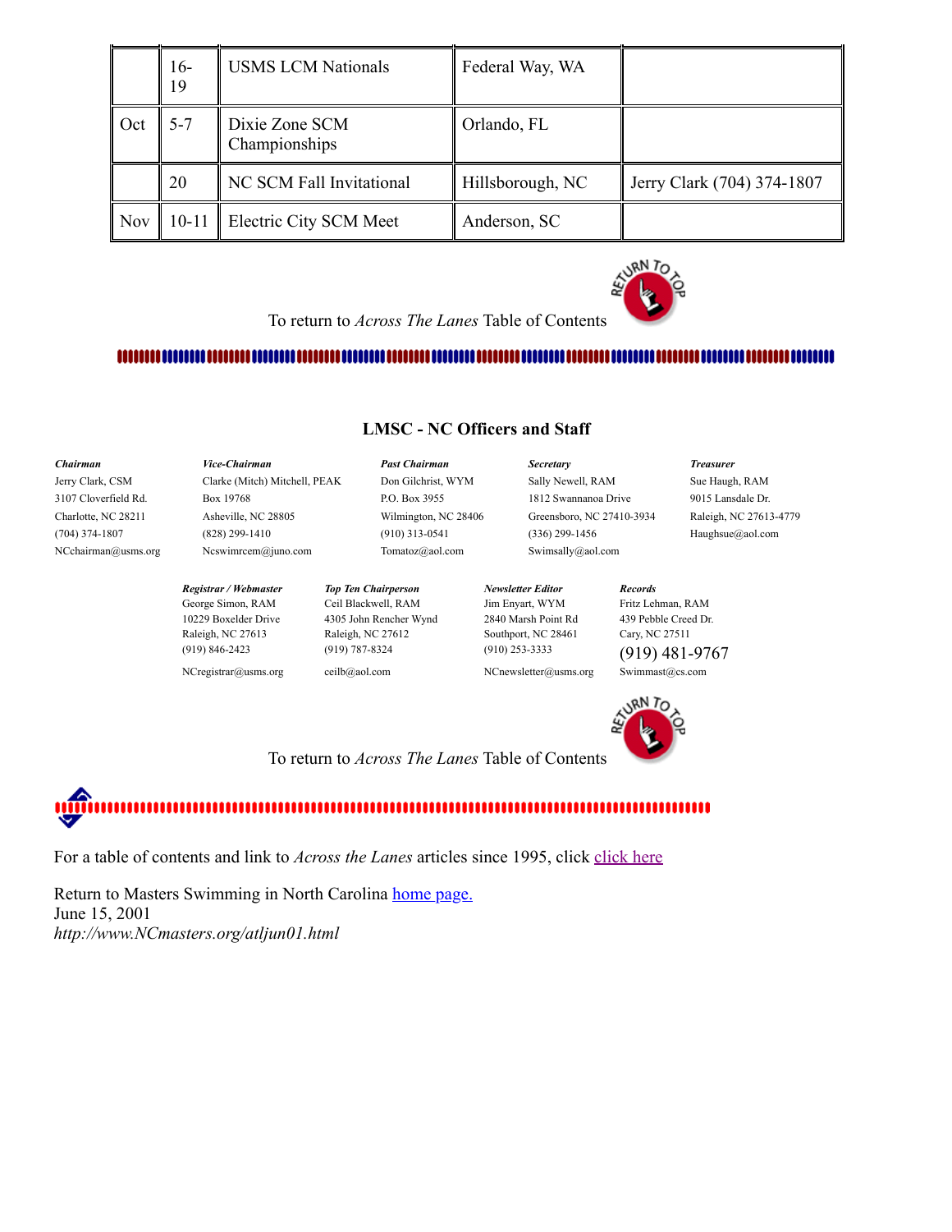| | | | | |
|---|---|---|---|---|
| | 16-19 | USMS LCM Nationals | Federal Way, WA | |
| Oct | 5-7 | Dixie Zone SCM Championships | Orlando, FL | |
| | 20 | NC SCM Fall Invitational | Hillsborough, NC | Jerry Clark (704) 374-1807 |
| Nov | 10-11 | Electric City SCM Meet | Anderson, SC | |

To return to *Across The Lanes* Table of Contents

## LMSC - NC Officers and Staff

***Chairman***
Jerry Clark, CSM
3107 Cloverfield Rd.
Charlotte, NC 28211
(704) 374-1807
NCchairman@usms.org

***Vice-Chairman***
Clarke (Mitch) Mitchell, PEAK
Box 19768
Asheville, NC 28805
(828) 299-1410
Ncswimrcem@juno.com

***Past Chairman***
Don Gilchrist, WYM
P.O. Box 3955
Wilmington, NC 28406
(910) 313-0541
Tomatoz@aol.com

***Secretary***
Sally Newell, RAM
1812 Swannanoa Drive
Greensboro, NC 27410-3934
(336) 299-1456
Swimsally@aol.com

***Treasurer***
Sue Haugh, RAM
9015 Lansdale Dr.
Raleigh, NC 27613-4779
Haughsue@aol.com

***Registrar / Webmaster***
George Simon, RAM
10229 Boxelder Drive
Raleigh, NC 27613
(919) 846-2423
NCregistrar@usms.org

***Top Ten Chairperson***
Ceil Blackwell, RAM
4305 John Rencher Wynd
Raleigh, NC 27612
(919) 787-8324
ceilb@aol.com

***Newsletter Editor***
Jim Enyart, WYM
2840 Marsh Point Rd
Southport, NC 28461
(910) 253-3333
NCnewsletter@usms.org

***Records***
Fritz Lehman, RAM
439 Pebble Creed Dr.
Cary, NC 27511
(919) 481-9767
Swimmast@cs.com

To return to *Across The Lanes* Table of Contents

For a table of contents and link to *Across the Lanes* articles since 1995, click click here

Return to Masters Swimming in North Carolina home page.
June 15, 2001
*http://www.NCmasters.org/atljun01.html*